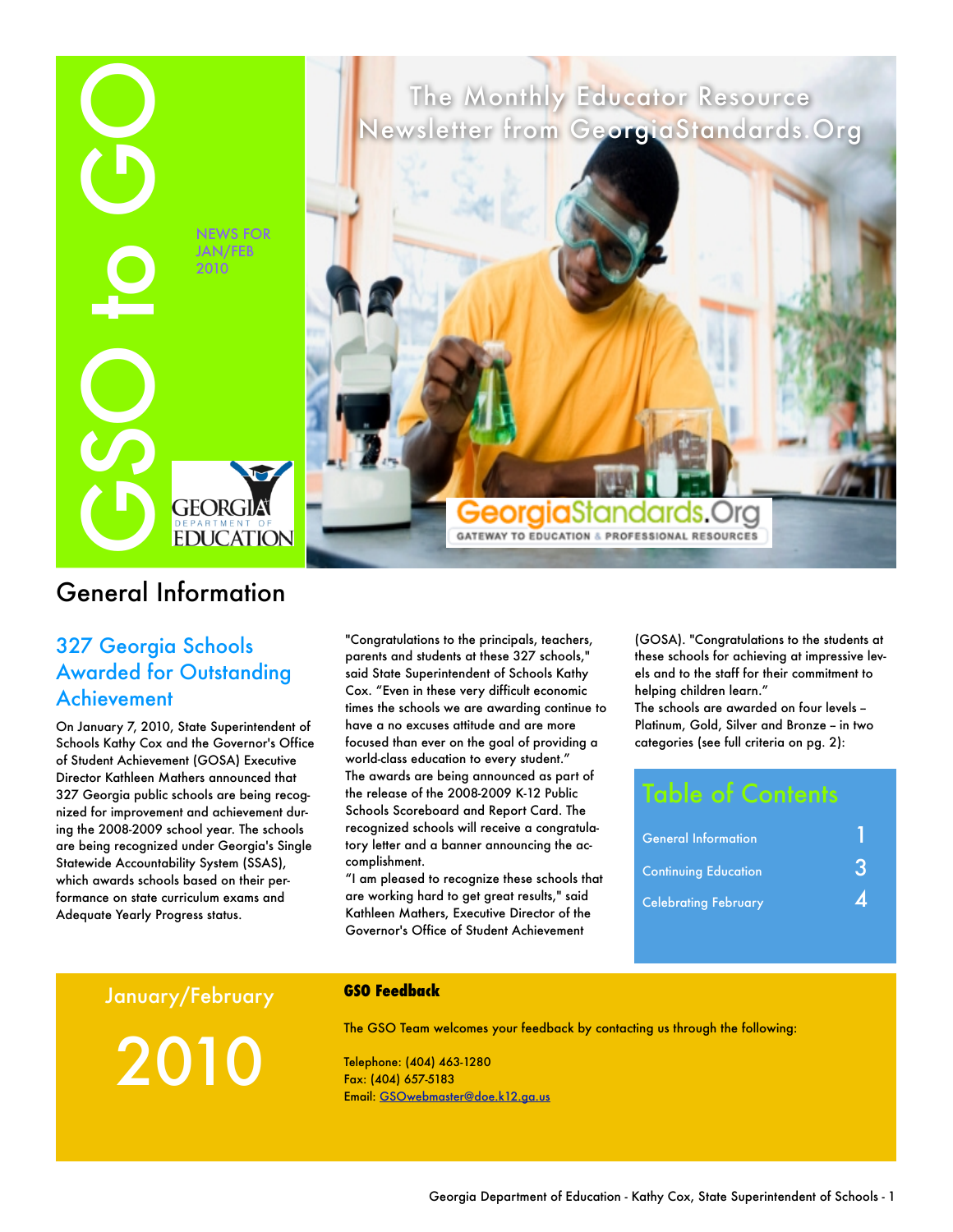# GSO to GO

NEWS FOR JAN/FEB 2010

The Monthly Educator Resource Newsletter from GeorgiaStandards.Org

GEORGIA DEPARTMENT OF EDUCATION

GeorgiaStandards.Org — GATEWAY TO EDUCATION & PROFESSIONAL RESOURCES

## General Information

### 327 Georgia Schools Awarded for Outstanding Achievement

On January 7, 2010, State Superintendent of Schools Kathy Cox and the Governor's Office of Student Achievement (GOSA) Executive Director Kathleen Mathers announced that 327 Georgia public schools are being recognized for improvement and achievement during the 2008-2009 school year. The schools are being recognized under Georgia's Single Statewide Accountability System (SSAS), which awards schools based on their performance on state curriculum exams and Adequate Yearly Progress status.

"Congratulations to the principals, teachers, parents and students at these 327 schools," said State Superintendent of Schools Kathy Cox. "Even in these very difficult economic times the schools we are awarding continue to have a no excuses attitude and are more focused than ever on the goal of providing a world-class education to every student."

The awards are being announced as part of the release of the 2008-2009 K-12 Public Schools Scoreboard and Report Card. The recognized schools will receive a congratulatory letter and a banner announcing the accomplishment.

"I am pleased to recognize these schools that are working hard to get great results," said Kathleen Mathers, Executive Director of the Governor's Office of Student Achievement (GOSA). "Congratulations to the students at these schools for achieving at impressive levels and to the staff for their commitment to helping children learn."

The schools are awarded on four levels – Platinum, Gold, Silver and Bronze – in two categories (see full criteria on pg. 2):

## Table of Contents

| | |
|---|---|
| General Information | 1 |
| Continuing Education | 3 |
| Celebrating February | 4 |

January/February

2010

**GSO Feedback**

The GSO Team welcomes your feedback by contacting us through the following:

Telephone: (404) 463-1280
Fax: (404) 657-5183
Email: GSOwebmaster@doe.k12.ga.us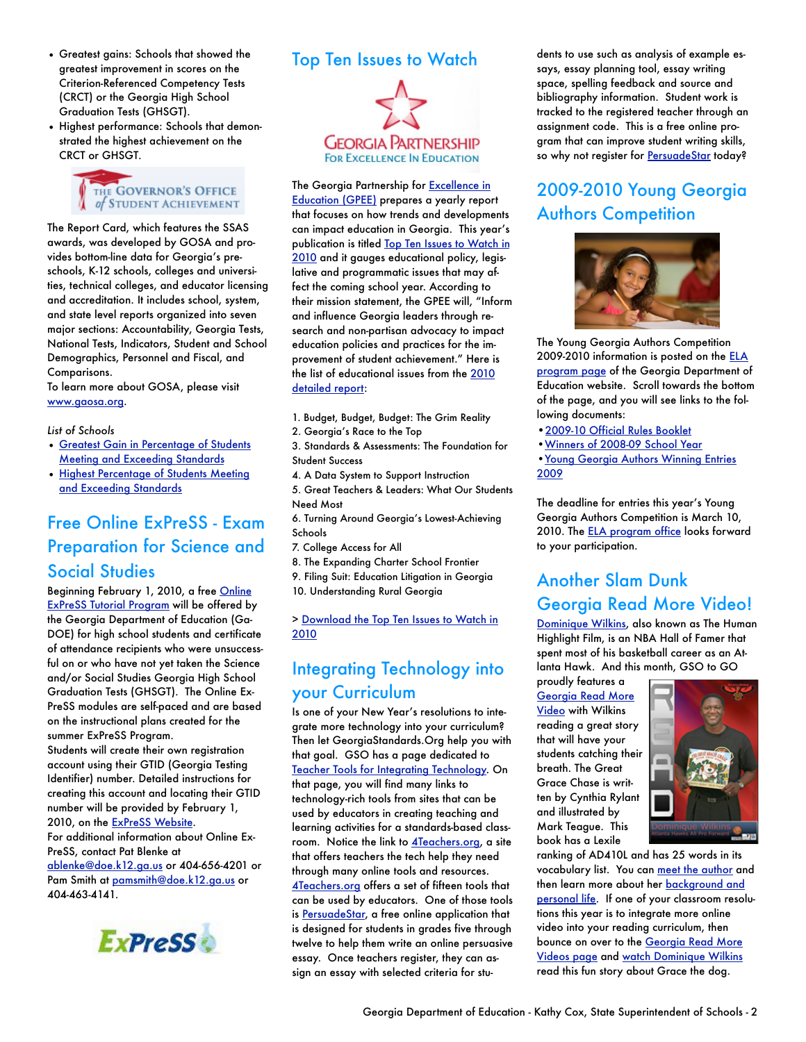- Greatest gains: Schools that showed the greatest improvement in scores on the Criterion-Referenced Competency Tests (CRCT) or the Georgia High School Graduation Tests (GHSGT).
- Highest performance: Schools that demonstrated the highest achievement on the CRCT or GHSGT.

The Report Card, which features the SSAS awards, was developed by GOSA and provides bottom-line data for Georgia's pre-schools, K-12 schools, colleges and universities, technical colleges, and educator licensing and accreditation. It includes school, system, and state level reports organized into seven major sections: Accountability, Georgia Tests, National Tests, Indicators, Student and School Demographics, Personnel and Fiscal, and Comparisons.

To learn more about GOSA, please visit www.gaosa.org.

*List of Schools*

- Greatest Gain in Percentage of Students Meeting and Exceeding Standards
- Highest Percentage of Students Meeting and Exceeding Standards

## Free Online ExPreSS - Exam Preparation for Science and Social Studies

Beginning February 1, 2010, a free Online ExPreSS Tutorial Program will be offered by the Georgia Department of Education (GaDOE) for high school students and certificate of attendance recipients who were unsuccessful on or who have not yet taken the Science and/or Social Studies Georgia High School Graduation Tests (GHSGT). The Online ExPreSS modules are self-paced and are based on the instructional plans created for the summer ExPreSS Program.

Students will create their own registration account using their GTID (Georgia Testing Identifier) number. Detailed instructions for creating this account and locating their GTID number will be provided by February 1, 2010, on the ExPreSS Website.

For additional information about Online ExPreSS, contact Pat Blenke at ablenke@doe.k12.ga.us or 404-656-4201 or Pam Smith at pamsmith@doe.k12.ga.us or 404-463-4141.

## Top Ten Issues to Watch

The Georgia Partnership for Excellence in Education (GPEE) prepares a yearly report that focuses on how trends and developments can impact education in Georgia. This year's publication is titled Top Ten Issues to Watch in 2010 and it gauges educational policy, legislative and programmatic issues that may affect the coming school year. According to their mission statement, the GPEE will, "Inform and influence Georgia leaders through research and non-partisan advocacy to impact education policies and practices for the improvement of student achievement." Here is the list of educational issues from the 2010 detailed report:

1. Budget, Budget, Budget: The Grim Reality
2. Georgia's Race to the Top
3. Standards & Assessments: The Foundation for Student Success
4. A Data System to Support Instruction
5. Great Teachers & Leaders: What Our Students Need Most
6. Turning Around Georgia's Lowest-Achieving Schools
7. College Access for All
8. The Expanding Charter School Frontier
9. Filing Suit: Education Litigation in Georgia
10. Understanding Rural Georgia

> Download the Top Ten Issues to Watch in 2010

## Integrating Technology into your Curriculum

Is one of your New Year's resolutions to integrate more technology into your curriculum? Then let GeorgiaStandards.Org help you with that goal. GSO has a page dedicated to Teacher Tools for Integrating Technology. On that page, you will find many links to technology-rich tools from sites that can be used by educators in creating teaching and learning activities for a standards-based classroom. Notice the link to 4Teachers.org, a site that offers teachers the tech help they need through many online tools and resources. 4Teachers.org offers a set of fifteen tools that can be used by educators. One of those tools is PersuadeStar, a free online application that is designed for students in grades five through twelve to help them write an online persuasive essay. Once teachers register, they can assign an essay with selected criteria for students to use such as analysis of example essays, essay planning tool, essay writing space, spelling feedback and source and bibliography information. Student work is tracked to the registered teacher through an assignment code. This is a free online program that can improve student writing skills, so why not register for PersuadeStar today?

## 2009-2010 Young Georgia Authors Competition

The Young Georgia Authors Competition 2009-2010 information is posted on the ELA program page of the Georgia Department of Education website. Scroll towards the bottom of the page, and you will see links to the following documents:

- 2009-10 Official Rules Booklet
- Winners of 2008-09 School Year
- Young Georgia Authors Winning Entries 2009

The deadline for entries this year's Young Georgia Authors Competition is March 10, 2010. The ELA program office looks forward to your participation.

## Another Slam Dunk Georgia Read More Video!

Dominique Wilkins, also known as The Human Highlight Film, is an NBA Hall of Famer that spent most of his basketball career as an Atlanta Hawk. And this month, GSO to GO proudly features a Georgia Read More Video with Wilkins reading a great story that will have your students catching their breath. The Great Grace Chase is written by Cynthia Rylant and illustrated by Mark Teague. This book has a Lexile ranking of AD410L and has 25 words in its vocabulary list. You can meet the author and then learn more about her background and personal life. If one of your classroom resolutions this year is to integrate more online video into your reading curriculum, then bounce on over to the Georgia Read More Videos page and watch Dominique Wilkins read this fun story about Grace the dog.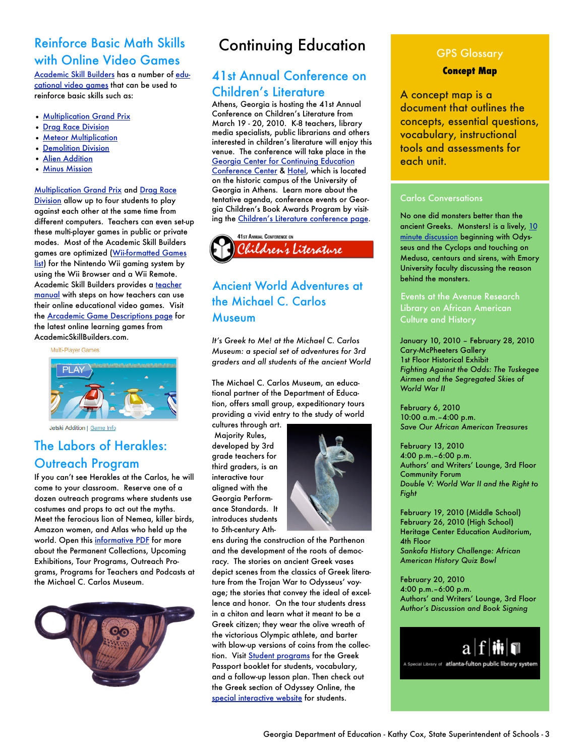## Reinforce Basic Math Skills with Online Video Games

Academic Skill Builders has a number of educational video games that can be used to reinforce basic skills such as:

- Multiplication Grand Prix
- Drag Race Division
- Meteor Multiplication
- Demolition Division
- Alien Addition
- Minus Mission

Multiplication Grand Prix and Drag Race Division allow up to four students to play against each other at the same time from different computers. Teachers can even set-up these multi-player games in public or private modes. Most of the Academic Skill Builders games are optimized (Wii-formatted Games list) for the Nintendo Wii gaming system by using the Wii Browser and a Wii Remote. Academic Skill Builders provides a teacher manual with steps on how teachers can use their online educational video games. Visit the Arcademic Game Descriptions page for the latest online learning games from AcademicSkillBuilders.com.

Multi-Player Games

Jetski Addition | Game Info

## The Labors of Herakles: Outreach Program

If you can't see Herakles at the Carlos, he will come to your classroom. Reserve one of a dozen outreach programs where students use costumes and props to act out the myths. Meet the ferocious lion of Nemea, killer birds, Amazon women, and Atlas who held up the world. Open this informative PDF for more about the Permanent Collections, Upcoming Exhibitions, Tour Programs, Outreach Programs, Programs for Teachers and Podcasts at the Michael C. Carlos Museum.

# Continuing Education

## 41st Annual Conference on Children's Literature

Athens, Georgia is hosting the 41st Annual Conference on Children's Literature from March 19 - 20, 2010. K-8 teachers, library media specialists, public librarians and others interested in children's literature will enjoy this venue. The conference will take place in the Georgia Center for Continuing Education Conference Center & Hotel, which is located on the historic campus of the University of Georgia in Athens. Learn more about the tentative agenda, conference events or Georgia Children's Book Awards Program by visiting the Children's Literature conference page.

41st Annual Conference on Children's Literature

## Ancient World Adventures at the Michael C. Carlos Museum

*It's Greek to Me! at the Michael C. Carlos Museum: a special set of adventures for 3rd graders and all students of the ancient World*

The Michael C. Carlos Museum, an educational partner of the Department of Education, offers small group, expeditionary tours providing a vivid entry to the study of world cultures through art. Majority Rules, developed by 3rd grade teachers for third graders, is an interactive tour aligned with the Georgia Performance Standards. It introduces students to 5th-century Athens during the construction of the Parthenon and the development of the roots of democracy. The stories on ancient Greek vases depict scenes from the classics of Greek literature from the Trojan War to Odysseus' voyage; the stories that convey the ideal of excellence and honor. On the tour students dress in a chiton and learn what it meant to be a Greek citizen; they wear the olive wreath of the victorious Olympic athlete, and barter with blow-up versions of coins from the collection. Visit Student programs for the Greek Passport booklet for students, vocabulary, and a follow-up lesson plan. Then check out the Greek section of Odyssey Online, the special interactive website for students.

### GPS Glossary

**Concept Map**

A concept map is a document that outlines the concepts, essential questions, vocabulary, instructional tools and assessments for each unit.

### Carlos Conversations

No one did monsters better than the ancient Greeks. Monsters! is a lively, 10 minute discussion beginning with Odysseus and the Cyclops and touching on Medusa, centaurs and sirens, with Emory University faculty discussing the reason behind the monsters.

### Events at the Avenue Research Library on African American Culture and History

January 10, 2010 – February 28, 2010
Cary-McPheeters Gallery
1st Floor Historical Exhibit
*Fighting Against the Odds: The Tuskegee Airmen and the Segregated Skies of World War II*

February 6, 2010
10:00 a.m.–4:00 p.m.
*Save Our African American Treasures*

February 13, 2010
4:00 p.m.–6:00 p.m.
Authors' and Writers' Lounge, 3rd Floor
Community Forum
*Double V: World War II and the Right to Fight*

February 19, 2010 (Middle School)
February 26, 2010 (High School)
Heritage Center Education Auditorium, 4th Floor
*Sankofa History Challenge: African American History Quiz Bowl*

February 20, 2010
4:00 p.m.–6:00 p.m.
Authors' and Writers' Lounge, 3rd Floor
*Author's Discussion and Book Signing*

a | f | A Special Library of atlanta-fulton public library system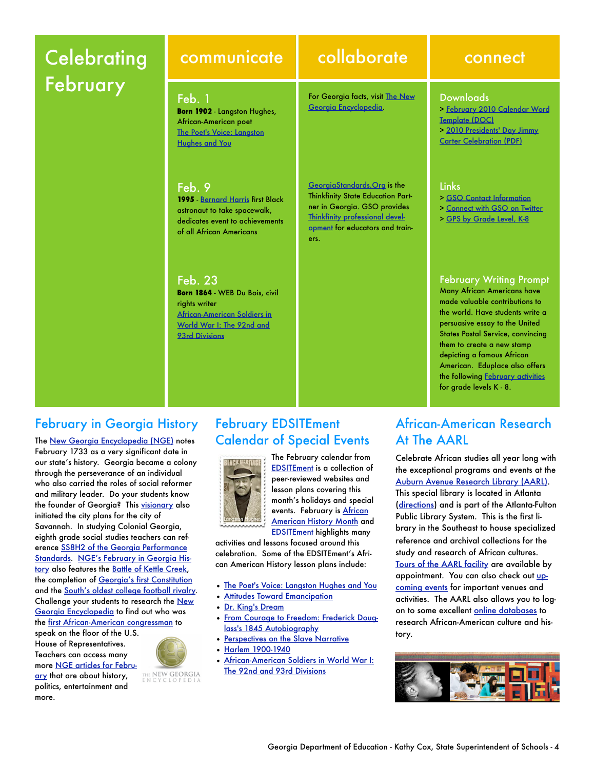# Celebrating February

## communicate

### Feb. 1

**Born 1902** - Langston Hughes, African-American poet
The Poet's Voice: Langston Hughes and You

### Feb. 9

**1995** - Bernard Harris first Black astronaut to take spacewalk, dedicates event to achievements of all African Americans

### Feb. 23

**Born 1864** - WEB Du Bois, civil rights writer
African-American Soldiers in World War I: The 92nd and 93rd Divisions

## collaborate

For Georgia facts, visit The New Georgia Encyclopedia.

GeorgiaStandards.Org is the Thinkfinity State Education Partner in Georgia. GSO provides Thinkfinity professional development for educators and trainers.

## connect

### Downloads

> February 2010 Calendar Word Template (DOC)
> 2010 Presidents' Day Jimmy Carter Celebration (PDF)

### Links

> GSO Contact Information
> Connect with GSO on Twitter
> GPS by Grade Level, K-8

### February Writing Prompt

Many African Americans have made valuable contributions to the world. Have students write a persuasive essay to the United States Postal Service, convincing them to create a new stamp depicting a famous African American. Eduplace also offers the following February activities for grade levels K - 8.

## February in Georgia History

The New Georgia Encyclopedia (NGE) notes February 1733 as a very significant date in our state's history. Georgia became a colony through the perseverance of an individual who also carried the roles of social reformer and military leader. Do your students know the founder of Georgia? This visionary also initiated the city plans for the city of Savannah. In studying Colonial Georgia, eighth grade social studies teachers can reference SS8H2 of the Georgia Performance Standards. NGE's February in Georgia History also features the Battle of Kettle Creek, the completion of Georgia's first Constitution and the South's oldest college football rivalry. Challenge your students to research the New Georgia Encyclopedia to find out who was the first African-American congressman to speak on the floor of the U.S. House of Representatives. Teachers can access many more NGE articles for February that are about history, politics, entertainment and more.

## February EDSITEment Calendar of Special Events

The February calendar from EDSITEment is a collection of peer-reviewed websites and lesson plans covering this month's holidays and special events. February is African American History Month and EDSITEment highlights many activities and lessons focused around this celebration. Some of the EDSITEment's African American History lesson plans include:

- The Poet's Voice: Langston Hughes and You
- Attitudes Toward Emancipation
- Dr. King's Dream
- From Courage to Freedom: Frederick Douglass's 1845 Autobiography
- Perspectives on the Slave Narrative
- Harlem 1900-1940
- African-American Soldiers in World War I: The 92nd and 93rd Divisions

## African-American Research At The AARL

Celebrate African studies all year long with the exceptional programs and events at the Auburn Avenue Research Library (AARL). This special library is located in Atlanta (directions) and is part of the Atlanta-Fulton Public Library System. This is the first library in the Southeast to house specialized reference and archival collections for the study and research of African cultures. Tours of the AARL facility are available by appointment. You can also check out upcoming events for important venues and activities. The AARL also allows you to log-on to some excellent online databases to research African-American culture and history.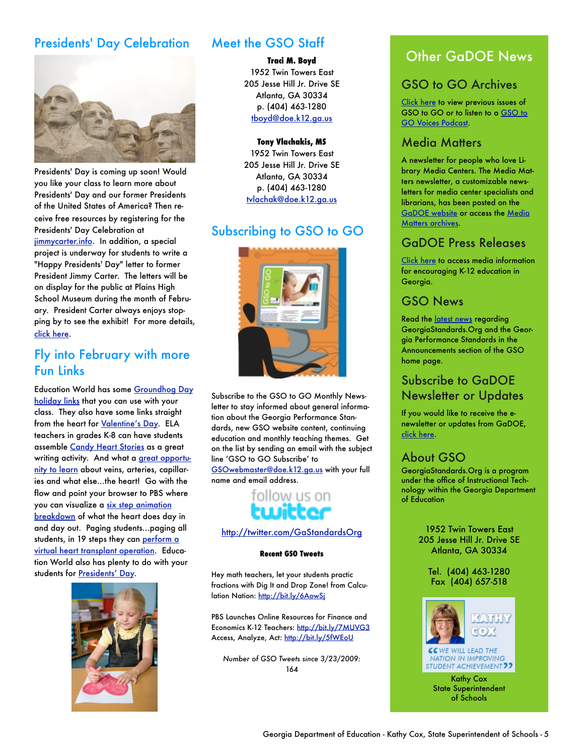## Presidents' Day Celebration

Presidents' Day is coming up soon! Would you like your class to learn more about Presidents' Day and our former Presidents of the United States of America? Then receive free resources by registering for the Presidents' Day Celebration at jimmycarter.info. In addition, a special project is underway for students to write a "Happy Presidents' Day" letter to former President Jimmy Carter. The letters will be on display for the public at Plains High School Museum during the month of February. President Carter always enjoys stopping by to see the exhibit! For more details, click here.

## Fly into February with more Fun Links

Education World has some Groundhog Day holiday links that you can use with your class. They also have some links straight from the heart for Valentine's Day. ELA teachers in grades K-8 can have students assemble Candy Heart Stories as a great writing activity. And what a great opportunity to learn about veins, arteries, capillaries and what else...the heart! Go with the flow and point your browser to PBS where you can visualize a six step animation breakdown of what the heart does day in and day out. Paging students...paging all students, in 19 steps they can perform a virtual heart transplant operation. Education World also has plenty to do with your students for Presidents' Day.

## Meet the GSO Staff

**Traci M. Boyd**
1952 Twin Towers East
205 Jesse Hill Jr. Drive SE
Atlanta, GA 30334
p. (404) 463-1280
tboyd@doe.k12.ga.us

**Tony Vlachakis, MS**
1952 Twin Towers East
205 Jesse Hill Jr. Drive SE
Atlanta, GA 30334
p. (404) 463-1280
tvlachak@doe.k12.ga.us

## Subscribing to GSO to GO

Subscribe to the GSO to GO Monthly Newsletter to stay informed about general information about the Georgia Performance Standards, new GSO website content, continuing education and monthly teaching themes. Get on the list by sending an email with the subject line 'GSO to GO Subscribe' to GSOwebmaster@doe.k12.ga.us with your full name and email address.

follow us on twitter

http://twitter.com/GaStandardsOrg

**Recent GSO Tweets**

Hey math teachers, let your students practic fractions with Dig It and Drop Zone! from Calculation Nation: http://bit.ly/6AowSj

PBS Launches Online Resources for Finance and Economics K-12 Teachers: http://bit.ly/7MUVG3
Access, Analyze, Act: http://bit.ly/5fWEoU

*Number of GSO Tweets since 3/23/2009:* 164

## Other GaDOE News

### GSO to GO Archives

Click here to view previous issues of GSO to GO or to listen to a GSO to GO Voices Podcast.

### Media Matters

A newsletter for people who love Library Media Centers. The Media Matters newsletter, a customizable newsletters for media center specialists and librarians, has been posted on the GaDOE website or access the Media Matters archives.

### GaDOE Press Releases

Click here to access media information for encouraging K-12 education in Georgia.

### GSO News

Read the latest news regarding GeorgiaStandards.Org and the Georgia Performance Standards in the Announcements section of the GSO home page.

### Subscribe to GaDOE Newsletter or Updates

If you would like to receive the e-newsletter or updates from GaDOE, click here.

### About GSO

GeorgiaStandards.Org is a program under the office of Instructional Technology within the Georgia Department of Education

1952 Twin Towers East
205 Jesse Hill Jr. Drive SE
Atlanta, GA 30334

Tel. (404) 463-1280
Fax (404) 657-518

KATHY COX
"WE WILL LEAD THE NATION IN IMPROVING STUDENT ACHIEVEMENT"

Kathy Cox
State Superintendent of Schools